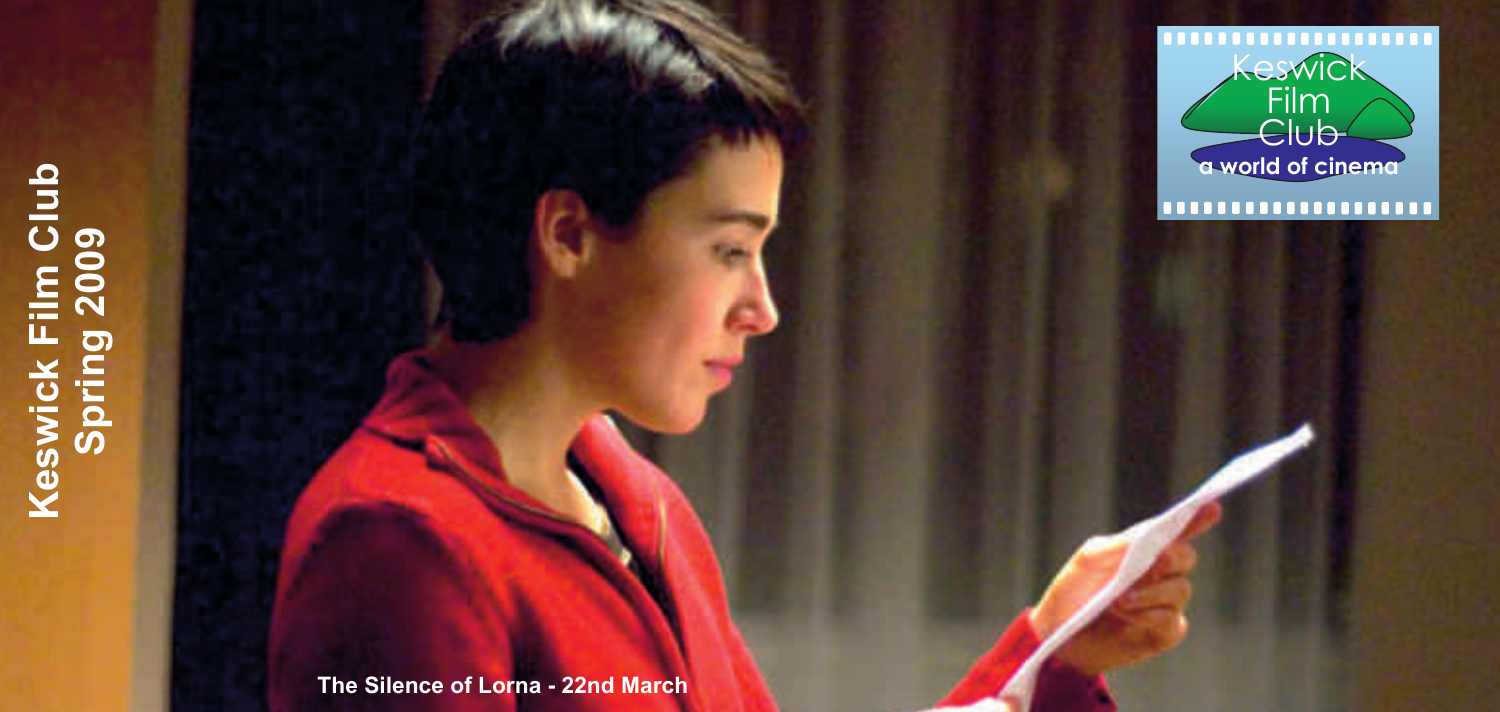# Keswick Film Club Spring 2009

Keswick Film Club

a world of cinema

The Silence of Lorna - 22nd March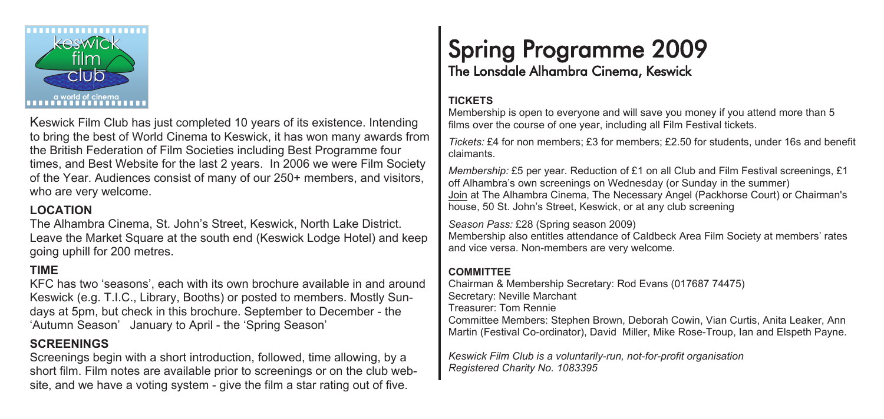keswick film club

a world of cinema

Keswick Film Club has just completed 10 years of its existence. Intending to bring the best of World Cinema to Keswick, it has won many awards from the British Federation of Film Societies including Best Programme four times, and Best Website for the last 2 years. In 2006 we were Film Society of the Year. Audiences consist of many of our 250+ members, and visitors, who are very welcome.

### LOCATION

The Alhambra Cinema, St. John's Street, Keswick, North Lake District. Leave the Market Square at the south end (Keswick Lodge Hotel) and keep going uphill for 200 metres.

### TIME

KFC has two 'seasons', each with its own brochure available in and around Keswick (e.g. T.I.C., Library, Booths) or posted to members. Mostly Sundays at 5pm, but check in this brochure. September to December - the 'Autumn Season' January to April - the 'Spring Season'

### SCREENINGS

Screenings begin with a short introduction, followed, time allowing, by a short film. Film notes are available prior to screenings or on the club website, and we have a voting system - give the film a star rating out of five.

# Spring Programme 2009

## The Lonsdale Alhambra Cinema, Keswick

### TICKETS

Membership is open to everyone and will save you money if you attend more than 5 films over the course of one year, including all Film Festival tickets.

*Tickets:* £4 for non members; £3 for members; £2.50 for students, under 16s and benefit claimants.

*Membership:* £5 per year. Reduction of £1 on all Club and Film Festival screenings, £1 off Alhambra's own screenings on Wednesday (or Sunday in the summer)
Join at The Alhambra Cinema, The Necessary Angel (Packhorse Court) or Chairman's house, 50 St. John's Street, Keswick, or at any club screening

*Season Pass:* £28 (Spring season 2009)
Membership also entitles attendance of Caldbeck Area Film Society at members' rates and vice versa. Non-members are very welcome.

### COMMITTEE

Chairman & Membership Secretary: Rod Evans (017687 74475)
Secretary: Neville Marchant
Treasurer: Tom Rennie
Committee Members: Stephen Brown, Deborah Cowin, Vian Curtis, Anita Leaker, Ann Martin (Festival Co-ordinator), David Miller, Mike Rose-Troup, Ian and Elspeth Payne.

*Keswick Film Club is a voluntarily-run, not-for-profit organisation*
*Registered Charity No. 1083395*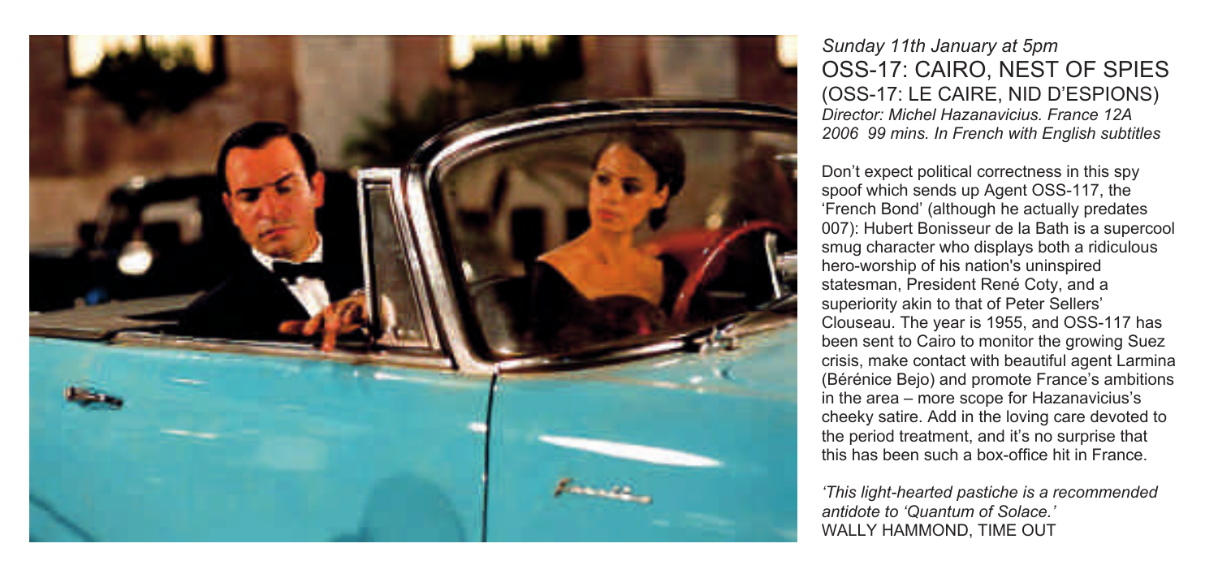*Sunday 11th January at 5pm*

## OSS-17: CAIRO, NEST OF SPIES

(OSS-17: LE CAIRE, NID D'ESPIONS)

*Director: Michel Hazanavicius. France 12A 2006 99 mins. In French with English subtitles*

Don't expect political correctness in this spy spoof which sends up Agent OSS-117, the 'French Bond' (although he actually predates 007): Hubert Bonisseur de la Bath is a supercool smug character who displays both a ridiculous hero-worship of his nation's uninspired statesman, President René Coty, and a superiority akin to that of Peter Sellers' Clouseau. The year is 1955, and OSS-117 has been sent to Cairo to monitor the growing Suez crisis, make contact with beautiful agent Larmina (Bérénice Bejo) and promote France's ambitions in the area – more scope for Hazanavicius's cheeky satire. Add in the loving care devoted to the period treatment, and it's no surprise that this has been such a box-office hit in France.

*'This light-hearted pastiche is a recommended antidote to 'Quantum of Solace.'*
WALLY HAMMOND, TIME OUT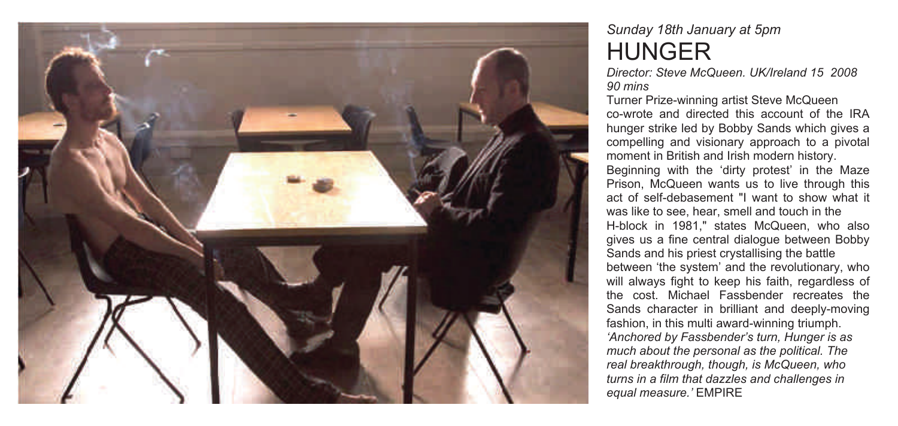*Sunday 18th January at 5pm*

# HUNGER

*Director: Steve McQueen. UK/Ireland 15 2008 90 mins*

Turner Prize-winning artist Steve McQueen co-wrote and directed this account of the IRA hunger strike led by Bobby Sands which gives a compelling and visionary approach to a pivotal moment in British and Irish modern history. Beginning with the 'dirty protest' in the Maze Prison, McQueen wants us to live through this act of self-debasement "I want to show what it was like to see, hear, smell and touch in the H-block in 1981," states McQueen, who also gives us a fine central dialogue between Bobby Sands and his priest crystallising the battle between 'the system' and the revolutionary, who will always fight to keep his faith, regardless of the cost. Michael Fassbender recreates the Sands character in brilliant and deeply-moving fashion, in this multi award-winning triumph.

*'Anchored by Fassbender's turn, Hunger is as much about the personal as the political. The real breakthrough, though, is McQueen, who turns in a film that dazzles and challenges in equal measure.'* EMPIRE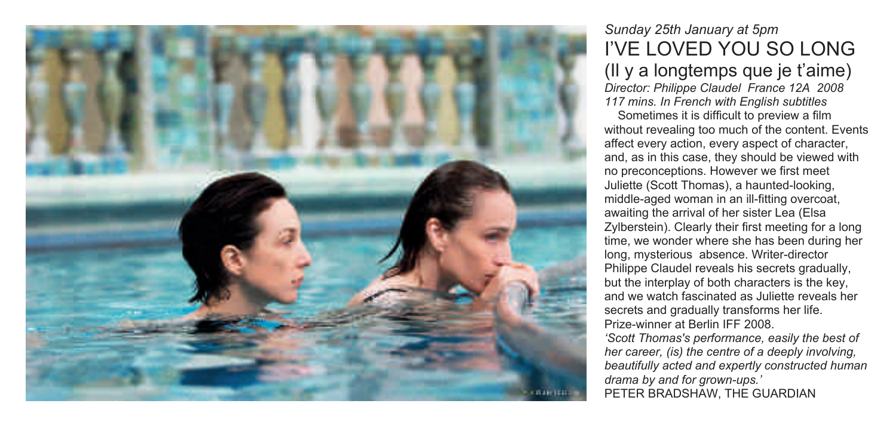*Sunday 25th January at 5pm*

# I'VE LOVED YOU SO LONG

## (Il y a longtemps que je t'aime)

*Director: Philippe Claudel France 12A 2008*
*117 mins. In French with English subtitles*

Sometimes it is difficult to preview a film without revealing too much of the content. Events affect every action, every aspect of character, and, as in this case, they should be viewed with no preconceptions. However we first meet Juliette (Scott Thomas), a haunted-looking, middle-aged woman in an ill-fitting overcoat, awaiting the arrival of her sister Lea (Elsa Zylberstein). Clearly their first meeting for a long time, we wonder where she has been during her long, mysterious absence. Writer-director Philippe Claudel reveals his secrets gradually, but the interplay of both characters is the key, and we watch fascinated as Juliette reveals her secrets and gradually transforms her life. Prize-winner at Berlin IFF 2008.

*'Scott Thomas's performance, easily the best of her career, (is) the centre of a deeply involving, beautifully acted and expertly constructed human drama by and for grown-ups.'*
PETER BRADSHAW, THE GUARDIAN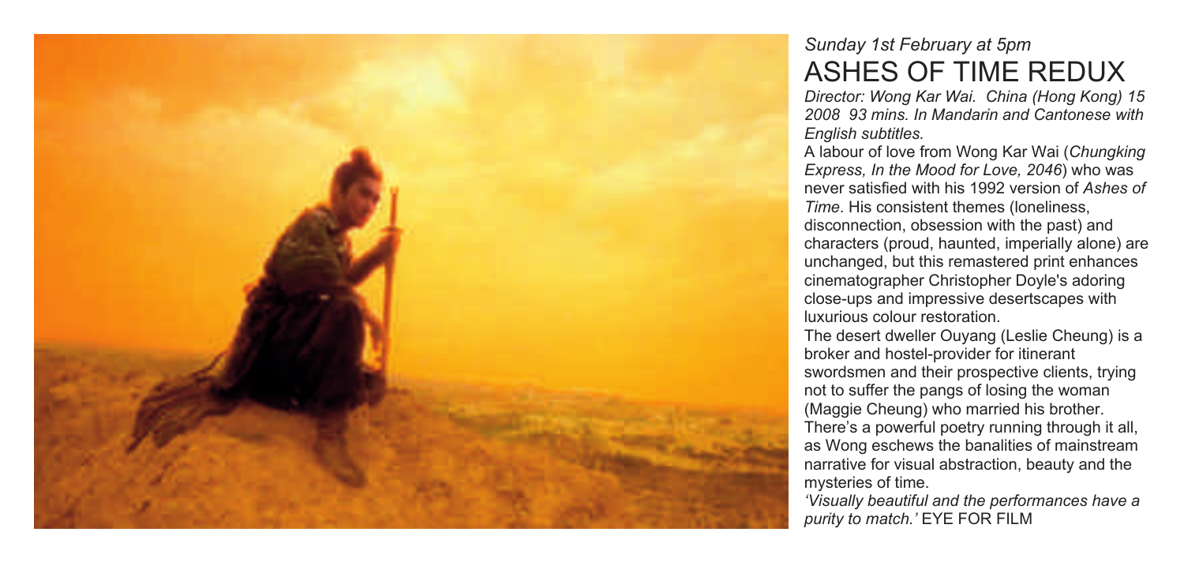*Sunday 1st February at 5pm*

# ASHES OF TIME REDUX

*Director: Wong Kar Wai. China (Hong Kong) 15 2008 93 mins. In Mandarin and Cantonese with English subtitles.*

A labour of love from Wong Kar Wai (*Chungking Express, In the Mood for Love, 2046*) who was never satisfied with his 1992 version of *Ashes of Time*. His consistent themes (loneliness, disconnection, obsession with the past) and characters (proud, haunted, imperially alone) are unchanged, but this remastered print enhances cinematographer Christopher Doyle's adoring close-ups and impressive desertscapes with luxurious colour restoration.

The desert dweller Ouyang (Leslie Cheung) is a broker and hostel-provider for itinerant swordsmen and their prospective clients, trying not to suffer the pangs of losing the woman (Maggie Cheung) who married his brother. There's a powerful poetry running through it all, as Wong eschews the banalities of mainstream narrative for visual abstraction, beauty and the mysteries of time.

*'Visually beautiful and the performances have a purity to match.'* EYE FOR FILM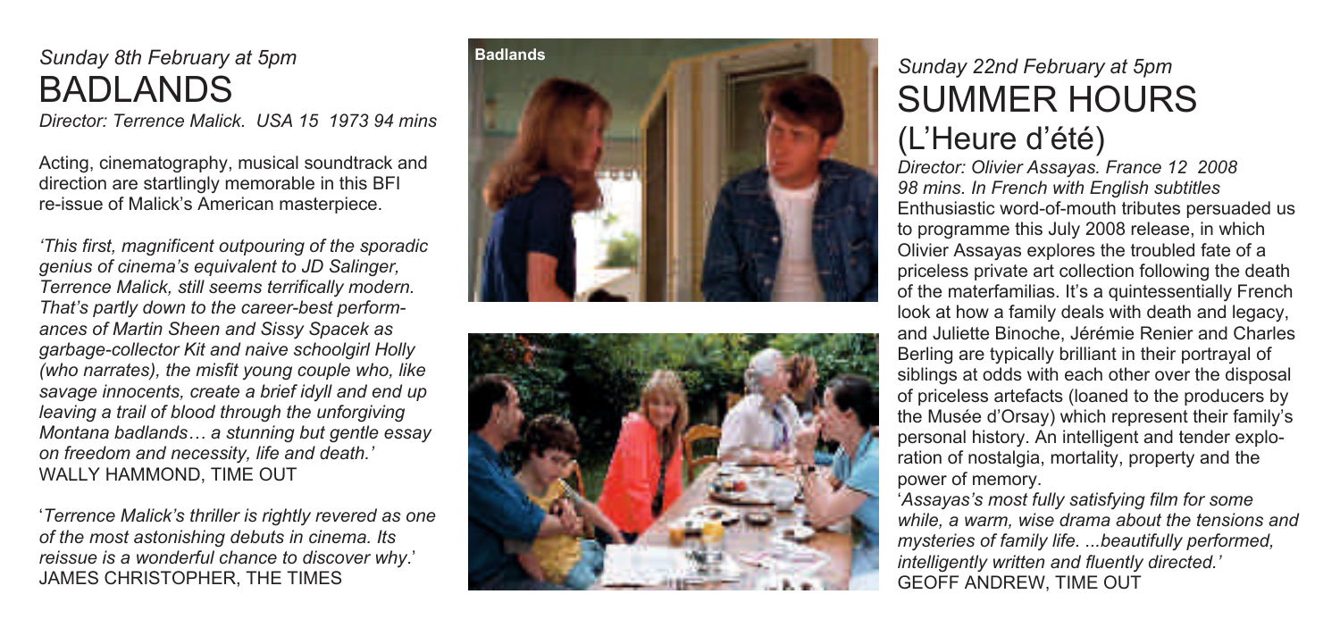*Sunday 8th February at 5pm*

# BADLANDS

*Director: Terrence Malick. USA 15 1973 94 mins*

Acting, cinematography, musical soundtrack and direction are startlingly memorable in this BFI re-issue of Malick's American masterpiece.

*'This first, magnificent outpouring of the sporadic genius of cinema's equivalent to JD Salinger, Terrence Malick, still seems terrifically modern. That's partly down to the career-best performances of Martin Sheen and Sissy Spacek as garbage-collector Kit and naive schoolgirl Holly (who narrates), the misfit young couple who, like savage innocents, create a brief idyll and end up leaving a trail of blood through the unforgiving Montana badlands… a stunning but gentle essay on freedom and necessity, life and death.'*
WALLY HAMMOND, TIME OUT

'*Terrence Malick's thriller is rightly revered as one of the most astonishing debuts in cinema. Its reissue is a wonderful chance to discover why*.'
JAMES CHRISTOPHER, THE TIMES

Badlands

*Sunday 22nd February at 5pm*

# SUMMER HOURS (L'Heure d'été)

*Director: Olivier Assayas. France 12 2008 98 mins. In French with English subtitles*

Enthusiastic word-of-mouth tributes persuaded us to programme this July 2008 release, in which Olivier Assayas explores the troubled fate of a priceless private art collection following the death of the materfamilias. It's a quintessentially French look at how a family deals with death and legacy, and Juliette Binoche, Jérémie Renier and Charles Berling are typically brilliant in their portrayal of siblings at odds with each other over the disposal of priceless artefacts (loaned to the producers by the Musée d'Orsay) which represent their family's personal history. An intelligent and tender exploration of nostalgia, mortality, property and the power of memory.

'*Assayas's most fully satisfying film for some while, a warm, wise drama about the tensions and mysteries of family life. ...beautifully performed, intelligently written and fluently directed.'*
GEOFF ANDREW, TIME OUT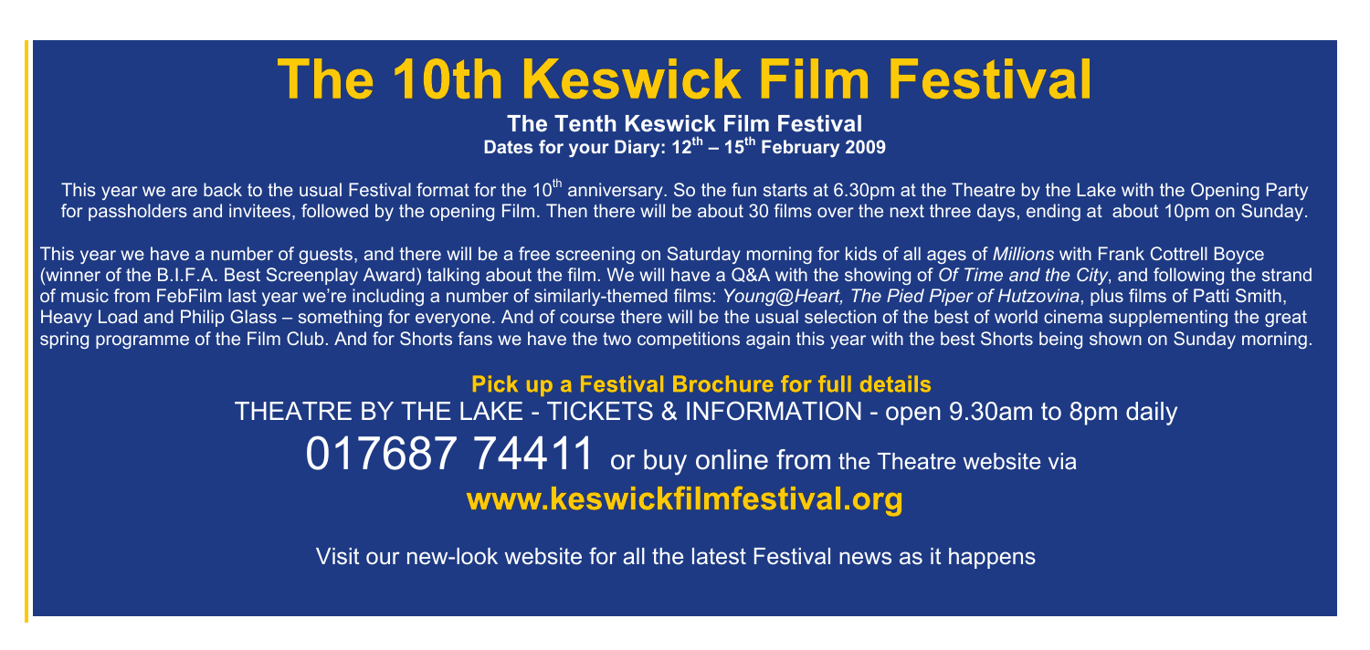# The 10th Keswick Film Festival

**The Tenth Keswick Film Festival**

**Dates for your Diary: 12th – 15th February 2009**

This year we are back to the usual Festival format for the 10th anniversary. So the fun starts at 6.30pm at the Theatre by the Lake with the Opening Party for passholders and invitees, followed by the opening Film. Then there will be about 30 films over the next three days, ending at about 10pm on Sunday.

This year we have a number of guests, and there will be a free screening on Saturday morning for kids of all ages of *Millions* with Frank Cottrell Boyce (winner of the B.I.F.A. Best Screenplay Award) talking about the film. We will have a Q&A with the showing of *Of Time and the City*, and following the strand of music from FebFilm last year we're including a number of similarly-themed films: *Young@Heart, The Pied Piper of Hutzovina*, plus films of Patti Smith, Heavy Load and Philip Glass – something for everyone. And of course there will be the usual selection of the best of world cinema supplementing the great spring programme of the Film Club. And for Shorts fans we have the two competitions again this year with the best Shorts being shown on Sunday morning.

**Pick up a Festival Brochure for full details**

THEATRE BY THE LAKE - TICKETS & INFORMATION - open 9.30am to 8pm daily

017687 74411 or buy online from the Theatre website via

**www.keswickfilmfestival.org**

Visit our new-look website for all the latest Festival news as it happens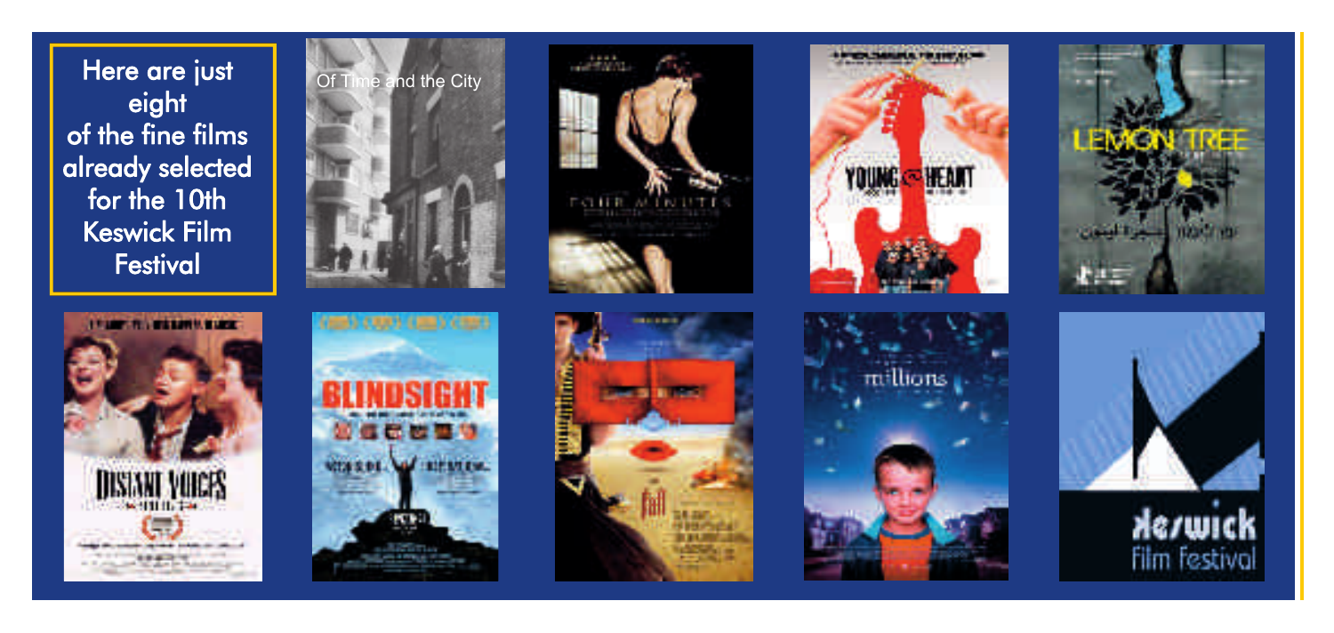Here are just eight of the fine films already selected for the 10th Keswick Film Festival

Of Time and the City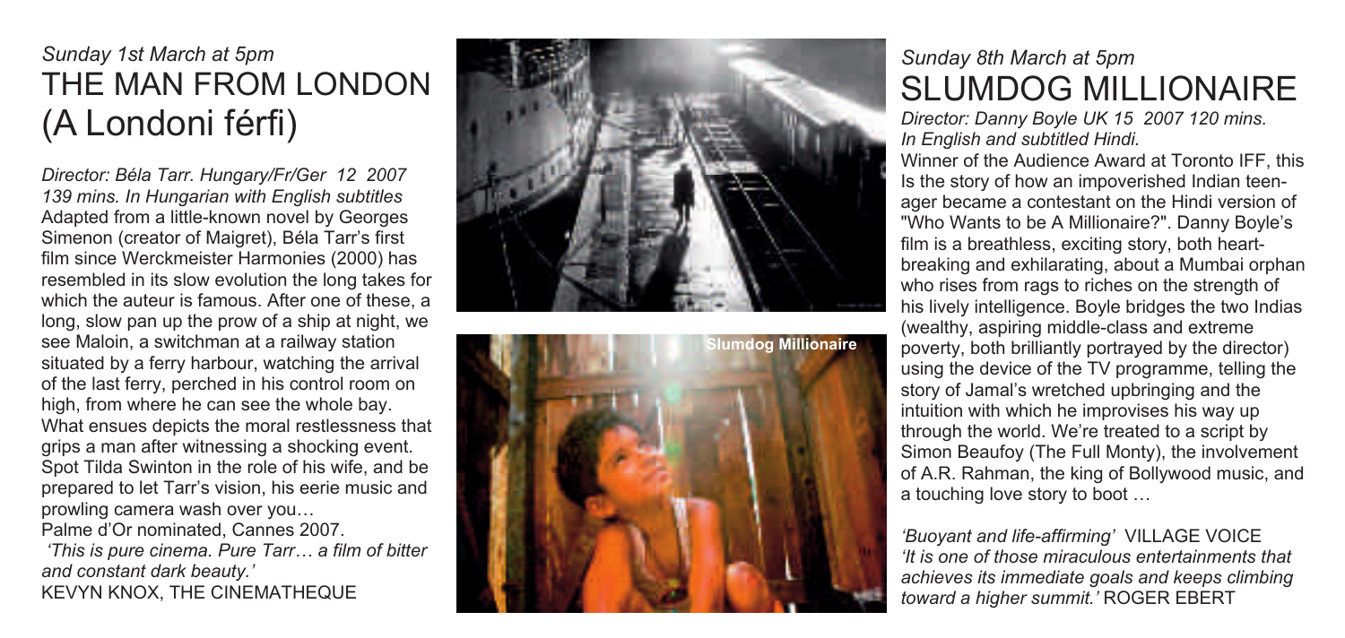*Sunday 1st March at 5pm*

# THE MAN FROM LONDON (A Londoni férfi)

*Director: Béla Tarr. Hungary/Fr/Ger 12 2007 139 mins. In Hungarian with English subtitles*

Adapted from a little-known novel by Georges Simenon (creator of Maigret), Béla Tarr's first film since Werckmeister Harmonies (2000) has resembled in its slow evolution the long takes for which the auteur is famous. After one of these, a long, slow pan up the prow of a ship at night, we see Maloin, a switchman at a railway station situated by a ferry harbour, watching the arrival of the last ferry, perched in his control room on high, from where he can see the whole bay. What ensues depicts the moral restlessness that grips a man after witnessing a shocking event. Spot Tilda Swinton in the role of his wife, and be prepared to let Tarr's vision, his eerie music and prowling camera wash over you…

Palme d'Or nominated, Cannes 2007.

*'This is pure cinema. Pure Tarr… a film of bitter and constant dark beauty.'*
KEVYN KNOX, THE CINEMATHEQUE

Slumdog Millionaire

*Sunday 8th March at 5pm*

# SLUMDOG MILLIONAIRE

*Director: Danny Boyle UK 15 2007 120 mins. In English and subtitled Hindi.*

Winner of the Audience Award at Toronto IFF, this Is the story of how an impoverished Indian teenager became a contestant on the Hindi version of "Who Wants to be A Millionaire?". Danny Boyle's film is a breathless, exciting story, both heartbreaking and exhilarating, about a Mumbai orphan who rises from rags to riches on the strength of his lively intelligence. Boyle bridges the two Indias (wealthy, aspiring middle-class and extreme poverty, both brilliantly portrayed by the director) using the device of the TV programme, telling the story of Jamal's wretched upbringing and the intuition with which he improvises his way up through the world. We're treated to a script by Simon Beaufoy (The Full Monty), the involvement of A.R. Rahman, the king of Bollywood music, and a touching love story to boot …

*'Buoyant and life-affirming'* VILLAGE VOICE
*'It is one of those miraculous entertainments that achieves its immediate goals and keeps climbing toward a higher summit.'* ROGER EBERT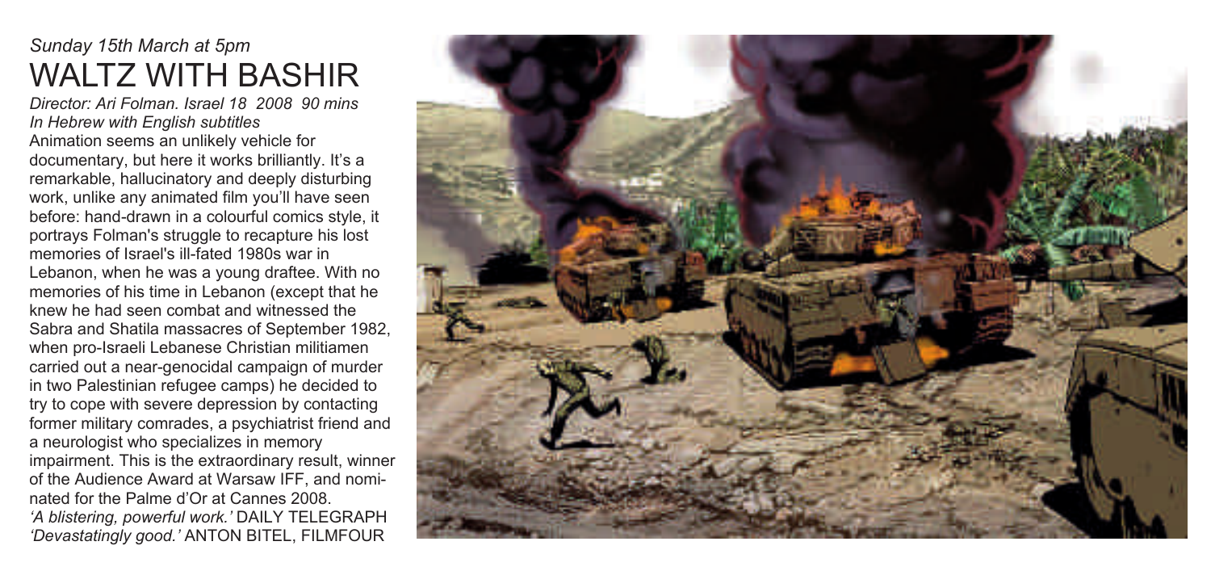*Sunday 15th March at 5pm*

# WALTZ WITH BASHIR

*Director: Ari Folman. Israel 18 2008 90 mins*
*In Hebrew with English subtitles*

Animation seems an unlikely vehicle for documentary, but here it works brilliantly. It's a remarkable, hallucinatory and deeply disturbing work, unlike any animated film you'll have seen before: hand-drawn in a colourful comics style, it portrays Folman's struggle to recapture his lost memories of Israel's ill-fated 1980s war in Lebanon, when he was a young draftee. With no memories of his time in Lebanon (except that he knew he had seen combat and witnessed the Sabra and Shatila massacres of September 1982, when pro-Israeli Lebanese Christian militiamen carried out a near-genocidal campaign of murder in two Palestinian refugee camps) he decided to try to cope with severe depression by contacting former military comrades, a psychiatrist friend and a neurologist who specializes in memory impairment. This is the extraordinary result, winner of the Audience Award at Warsaw IFF, and nominated for the Palme d'Or at Cannes 2008.

*'A blistering, powerful work.'* DAILY TELEGRAPH
*'Devastatingly good.'* ANTON BITEL, FILMFOUR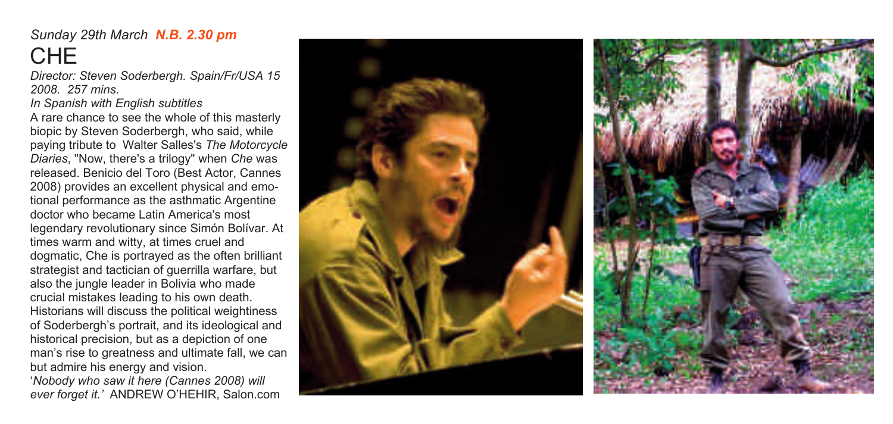*Sunday 29th March* ***N.B. 2.30 pm***

# CHE

*Director: Steven Soderbergh. Spain/Fr/USA 15 2008. 257 mins.*

*In Spanish with English subtitles*

A rare chance to see the whole of this masterly biopic by Steven Soderbergh, who said, while paying tribute to Walter Salles's *The Motorcycle Diaries*, "Now, there's a trilogy" when *Che* was released. Benicio del Toro (Best Actor, Cannes 2008) provides an excellent physical and emotional performance as the asthmatic Argentine doctor who became Latin America's most legendary revolutionary since Simón Bolívar. At times warm and witty, at times cruel and dogmatic, Che is portrayed as the often brilliant strategist and tactician of guerrilla warfare, but also the jungle leader in Bolivia who made crucial mistakes leading to his own death. Historians will discuss the political weightiness of Soderbergh's portrait, and its ideological and historical precision, but as a depiction of one man's rise to greatness and ultimate fall, we can but admire his energy and vision.

'*Nobody who saw it here (Cannes 2008) will ever forget it.*' ANDREW O'HEHIR, Salon.com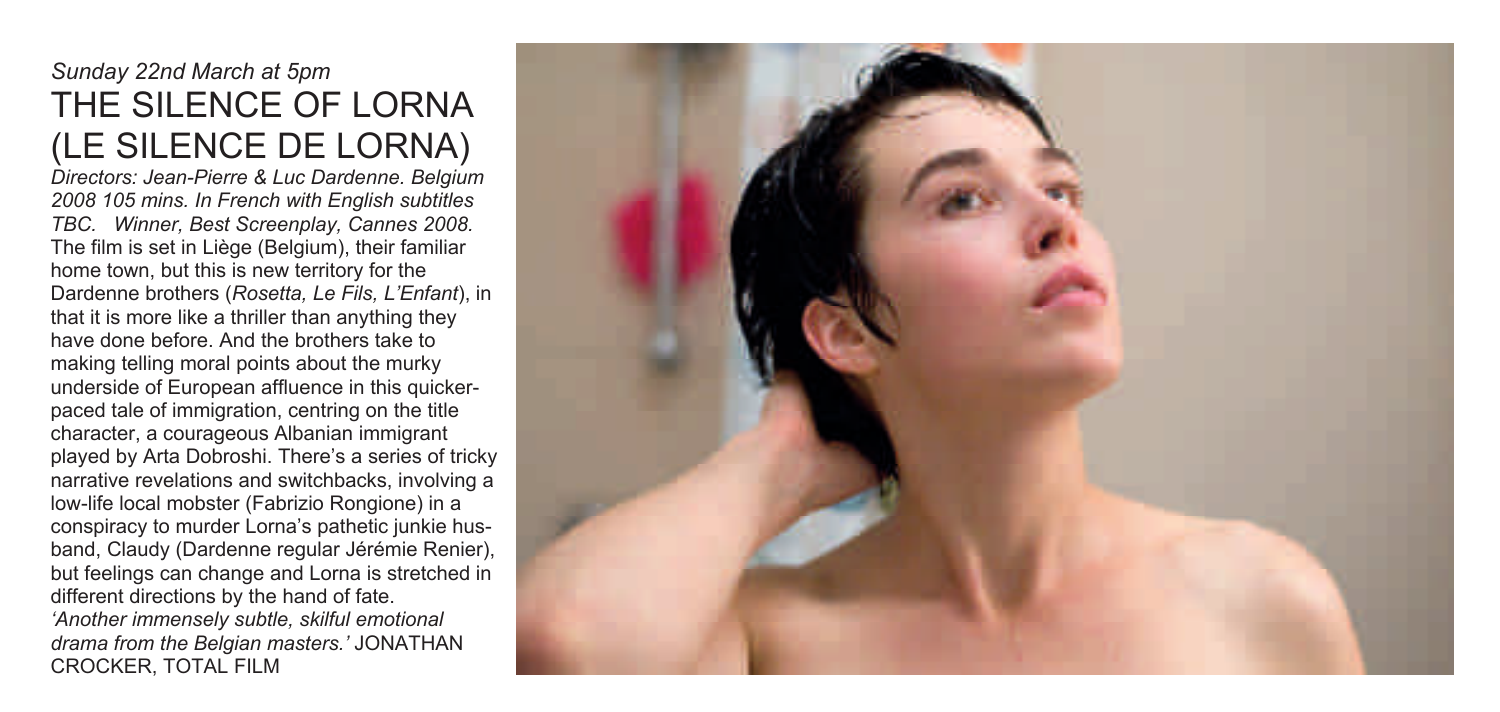*Sunday 22nd March at 5pm*

# THE SILENCE OF LORNA (LE SILENCE DE LORNA)

*Directors: Jean-Pierre & Luc Dardenne. Belgium 2008 105 mins. In French with English subtitles TBC. Winner, Best Screenplay, Cannes 2008.*

The film is set in Liège (Belgium), their familiar home town, but this is new territory for the Dardenne brothers (*Rosetta, Le Fils, L'Enfant*), in that it is more like a thriller than anything they have done before. And the brothers take to making telling moral points about the murky underside of European affluence in this quicker-paced tale of immigration, centring on the title character, a courageous Albanian immigrant played by Arta Dobroshi. There's a series of tricky narrative revelations and switchbacks, involving a low-life local mobster (Fabrizio Rongione) in a conspiracy to murder Lorna's pathetic junkie husband, Claudy (Dardenne regular Jérémie Renier), but feelings can change and Lorna is stretched in different directions by the hand of fate.

*'Another immensely subtle, skilful emotional drama from the Belgian masters.'* JONATHAN CROCKER, TOTAL FILM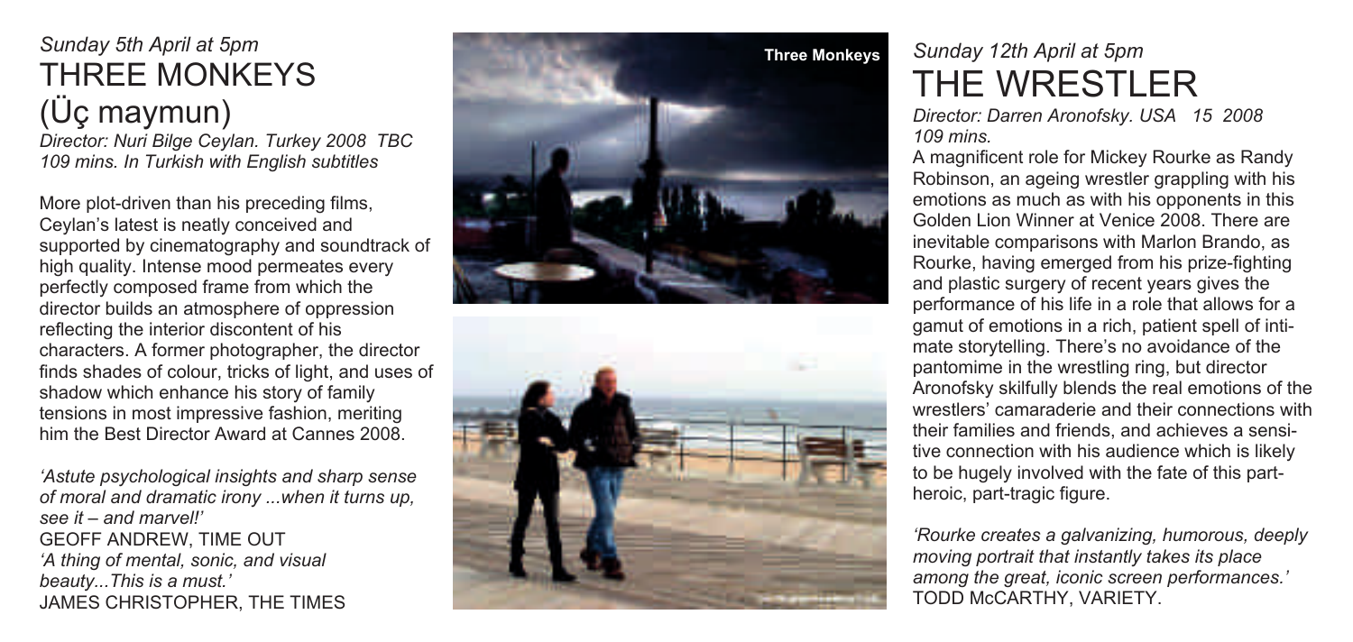*Sunday 5th April at 5pm*

# THREE MONKEYS (Üç maymun)

*Director: Nuri Bilge Ceylan. Turkey 2008 TBC*
*109 mins. In Turkish with English subtitles*

More plot-driven than his preceding films, Ceylan's latest is neatly conceived and supported by cinematography and soundtrack of high quality. Intense mood permeates every perfectly composed frame from which the director builds an atmosphere of oppression reflecting the interior discontent of his characters. A former photographer, the director finds shades of colour, tricks of light, and uses of shadow which enhance his story of family tensions in most impressive fashion, meriting him the Best Director Award at Cannes 2008.

*'Astute psychological insights and sharp sense of moral and dramatic irony ...when it turns up, see it – and marvel!'*
GEOFF ANDREW, TIME OUT
*'A thing of mental, sonic, and visual beauty...This is a must.'*
JAMES CHRISTOPHER, THE TIMES

**Three Monkeys**

*Sunday 12th April at 5pm*

# THE WRESTLER

*Director: Darren Aronofsky. USA 15 2008*
*109 mins.*

A magnificent role for Mickey Rourke as Randy Robinson, an ageing wrestler grappling with his emotions as much as with his opponents in this Golden Lion Winner at Venice 2008. There are inevitable comparisons with Marlon Brando, as Rourke, having emerged from his prize-fighting and plastic surgery of recent years gives the performance of his life in a role that allows for a gamut of emotions in a rich, patient spell of intimate storytelling. There's no avoidance of the pantomime in the wrestling ring, but director Aronofsky skilfully blends the real emotions of the wrestlers' camaraderie and their connections with their families and friends, and achieves a sensitive connection with his audience which is likely to be hugely involved with the fate of this part-heroic, part-tragic figure.

*'Rourke creates a galvanizing, humorous, deeply moving portrait that instantly takes its place among the great, iconic screen performances.'*
TODD McCARTHY, VARIETY.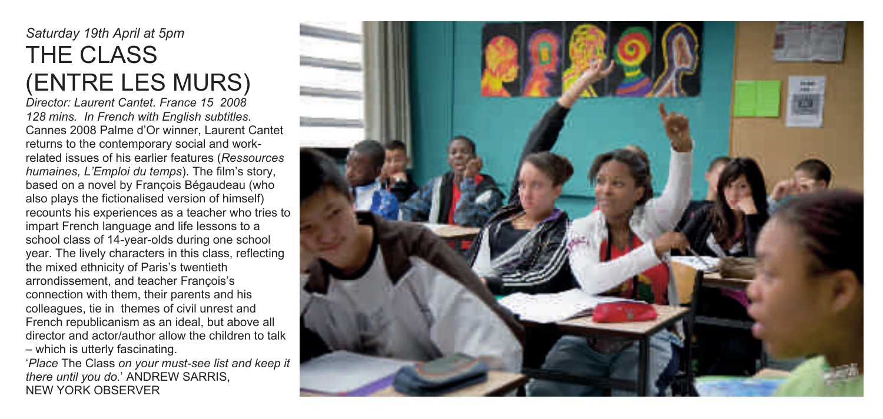*Saturday 19th April at 5pm*

# THE CLASS (ENTRE LES MURS)

*Director: Laurent Cantet. France 15 2008 128 mins. In French with English subtitles.*

Cannes 2008 Palme d'Or winner, Laurent Cantet returns to the contemporary social and work-related issues of his earlier features (*Ressources humaines, L'Emploi du temps*). The film's story, based on a novel by François Bégaudeau (who also plays the fictionalised version of himself) recounts his experiences as a teacher who tries to impart French language and life lessons to a school class of 14-year-olds during one school year. The lively characters in this class, reflecting the mixed ethnicity of Paris's twentieth arrondissement, and teacher François's connection with them, their parents and his colleagues, tie in themes of civil unrest and French republicanism as an ideal, but above all director and actor/author allow the children to talk – which is utterly fascinating.

'*Place* The Class *on your must-see list and keep it there until you do.*' ANDREW SARRIS, NEW YORK OBSERVER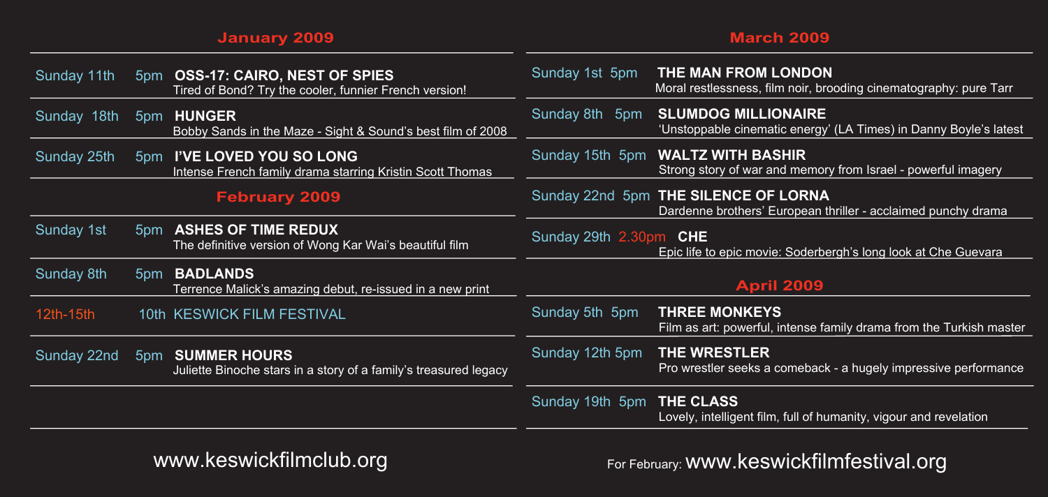## January 2009

**Sunday 11th 5pm OSS-17: CAIRO, NEST OF SPIES**
Tired of Bond? Try the cooler, funnier French version!

**Sunday 18th 5pm HUNGER**
Bobby Sands in the Maze - Sight & Sound's best film of 2008

**Sunday 25th 5pm I'VE LOVED YOU SO LONG**
Intense French family drama starring Kristin Scott Thomas

## February 2009

**Sunday 1st 5pm ASHES OF TIME REDUX**
The definitive version of Wong Kar Wai's beautiful film

**Sunday 8th 5pm BADLANDS**
Terrence Malick's amazing debut, re-issued in a new print

12th-15th 10th KESWICK FILM FESTIVAL

**Sunday 22nd 5pm SUMMER HOURS**
Juliette Binoche stars in a story of a family's treasured legacy

## March 2009

**Sunday 1st 5pm THE MAN FROM LONDON**
Moral restlessness, film noir, brooding cinematography: pure Tarr

**Sunday 8th 5pm SLUMDOG MILLIONAIRE**
'Unstoppable cinematic energy' (LA Times) in Danny Boyle's latest

**Sunday 15th 5pm WALTZ WITH BASHIR**
Strong story of war and memory from Israel - powerful imagery

**Sunday 22nd 5pm THE SILENCE OF LORNA**
Dardenne brothers' European thriller - acclaimed punchy drama

**Sunday 29th 2.30pm CHE**
Epic life to epic movie: Soderbergh's long look at Che Guevara

## April 2009

**Sunday 5th 5pm THREE MONKEYS**
Film as art: powerful, intense family drama from the Turkish master

**Sunday 12th 5pm THE WRESTLER**
Pro wrestler seeks a comeback - a hugely impressive performance

**Sunday 19th 5pm THE CLASS**
Lovely, intelligent film, full of humanity, vigour and revelation

www.keswickfilmclub.org

For February: www.keswickfilmfestival.org